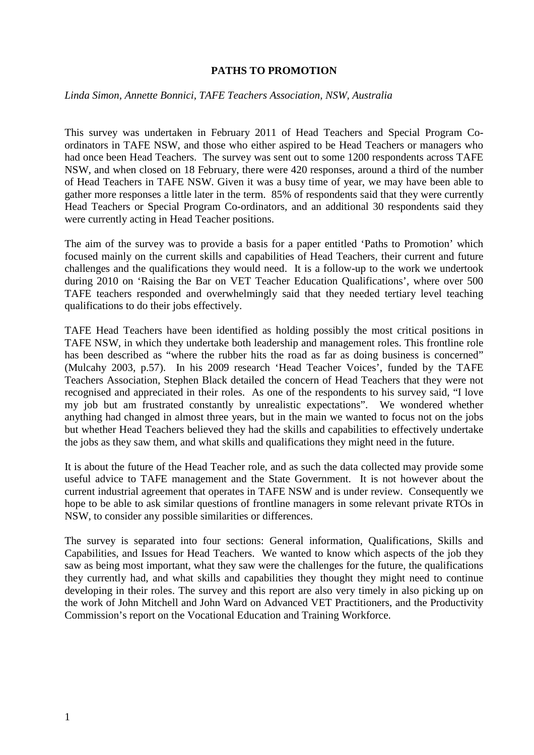# PATHS TO PROMOTION

*Linda Simon, Annette Bonnici, TAFE Teachers Association, NSW, Australia*

This survey was undertaken in February 2011 of Head Teachers and Special Program Co-ordinators in TAFE NSW, and those who either aspired to be Head Teachers or managers who had once been Head Teachers. The survey was sent out to some 1200 respondents across TAFE NSW, and when closed on 18 February, there were 420 responses, around a third of the number of Head Teachers in TAFE NSW. Given it was a busy time of year, we may have been able to gather more responses a little later in the term. 85% of respondents said that they were currently Head Teachers or Special Program Co-ordinators, and an additional 30 respondents said they were currently acting in Head Teacher positions.

The aim of the survey was to provide a basis for a paper entitled 'Paths to Promotion' which focused mainly on the current skills and capabilities of Head Teachers, their current and future challenges and the qualifications they would need. It is a follow-up to the work we undertook during 2010 on 'Raising the Bar on VET Teacher Education Qualifications', where over 500 TAFE teachers responded and overwhelmingly said that they needed tertiary level teaching qualifications to do their jobs effectively.

TAFE Head Teachers have been identified as holding possibly the most critical positions in TAFE NSW, in which they undertake both leadership and management roles. This frontline role has been described as "where the rubber hits the road as far as doing business is concerned" (Mulcahy 2003, p.57). In his 2009 research 'Head Teacher Voices', funded by the TAFE Teachers Association, Stephen Black detailed the concern of Head Teachers that they were not recognised and appreciated in their roles. As one of the respondents to his survey said, "I love my job but am frustrated constantly by unrealistic expectations". We wondered whether anything had changed in almost three years, but in the main we wanted to focus not on the jobs but whether Head Teachers believed they had the skills and capabilities to effectively undertake the jobs as they saw them, and what skills and qualifications they might need in the future.

It is about the future of the Head Teacher role, and as such the data collected may provide some useful advice to TAFE management and the State Government. It is not however about the current industrial agreement that operates in TAFE NSW and is under review. Consequently we hope to be able to ask similar questions of frontline managers in some relevant private RTOs in NSW, to consider any possible similarities or differences.

The survey is separated into four sections: General information, Qualifications, Skills and Capabilities, and Issues for Head Teachers. We wanted to know which aspects of the job they saw as being most important, what they saw were the challenges for the future, the qualifications they currently had, and what skills and capabilities they thought they might need to continue developing in their roles. The survey and this report are also very timely in also picking up on the work of John Mitchell and John Ward on Advanced VET Practitioners, and the Productivity Commission's report on the Vocational Education and Training Workforce.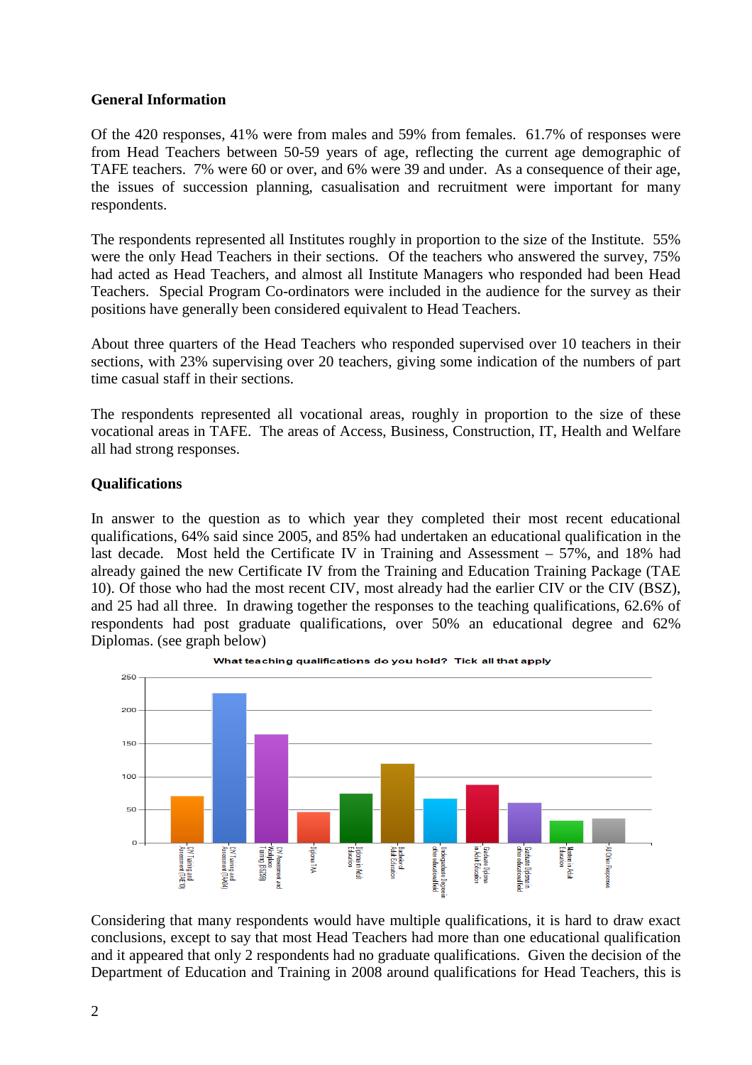**General Information**

Of the 420 responses, 41% were from males and 59% from females. 61.7% of responses were from Head Teachers between 50-59 years of age, reflecting the current age demographic of TAFE teachers. 7% were 60 or over, and 6% were 39 and under. As a consequence of their age, the issues of succession planning, casualisation and recruitment were important for many respondents.

The respondents represented all Institutes roughly in proportion to the size of the Institute. 55% were the only Head Teachers in their sections. Of the teachers who answered the survey, 75% had acted as Head Teachers, and almost all Institute Managers who responded had been Head Teachers. Special Program Co-ordinators were included in the audience for the survey as their positions have generally been considered equivalent to Head Teachers.

About three quarters of the Head Teachers who responded supervised over 10 teachers in their sections, with 23% supervising over 20 teachers, giving some indication of the numbers of part time casual staff in their sections.

The respondents represented all vocational areas, roughly in proportion to the size of these vocational areas in TAFE. The areas of Access, Business, Construction, IT, Health and Welfare all had strong responses.

**Qualifications**

In answer to the question as to which year they completed their most recent educational qualifications, 64% said since 2005, and 85% had undertaken an educational qualification in the last decade. Most held the Certificate IV in Training and Assessment – 57%, and 18% had already gained the new Certificate IV from the Training and Education Training Package (TAE 10). Of those who had the most recent CIV, most already had the earlier CIV or the CIV (BSZ), and 25 had all three. In drawing together the responses to the teaching qualifications, 62.6% of respondents had post graduate qualifications, over 50% an educational degree and 62% Diplomas. (see graph below)

**What teaching qualifications do you hold? Tick all that apply**

| Qualification | Approx. responses |
|---|---|
| CIV Training and Assessment (TAE10) | ~70 |
| CIV Training and Assessment (TAA04) | ~225 |
| CIV Assessment and Workplace Training (BSZ98) | ~163 |
| Diploma TAA | ~46 |
| Diploma in Adult Education | ~74 |
| Bachelor of Adult Education | ~119 |
| Undergraduate Degree in other educational field | ~66 |
| Graduate Diploma in Adult Education | ~87 |
| Graduate Diploma in other educational field | ~60 |
| Masters in Adult Education | ~33 |
| All Other Responses | ~37 |

Considering that many respondents would have multiple qualifications, it is hard to draw exact conclusions, except to say that most Head Teachers had more than one educational qualification and it appeared that only 2 respondents had no graduate qualifications. Given the decision of the Department of Education and Training in 2008 around qualifications for Head Teachers, this is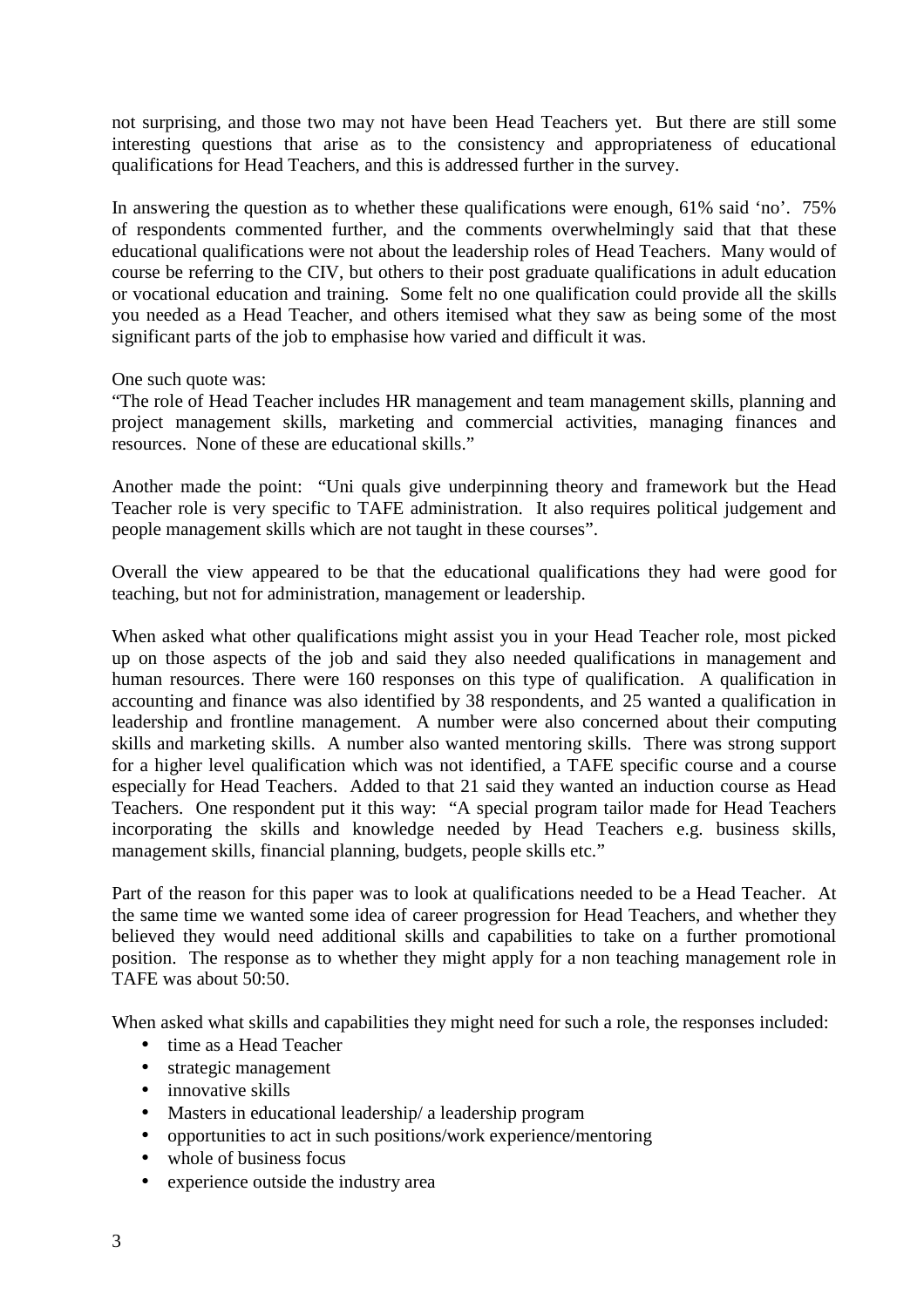not surprising, and those two may not have been Head Teachers yet. But there are still some interesting questions that arise as to the consistency and appropriateness of educational qualifications for Head Teachers, and this is addressed further in the survey.

In answering the question as to whether these qualifications were enough, 61% said 'no'. 75% of respondents commented further, and the comments overwhelmingly said that that these educational qualifications were not about the leadership roles of Head Teachers. Many would of course be referring to the CIV, but others to their post graduate qualifications in adult education or vocational education and training. Some felt no one qualification could provide all the skills you needed as a Head Teacher, and others itemised what they saw as being some of the most significant parts of the job to emphasise how varied and difficult it was.

One such quote was:
"The role of Head Teacher includes HR management and team management skills, planning and project management skills, marketing and commercial activities, managing finances and resources. None of these are educational skills."

Another made the point: "Uni quals give underpinning theory and framework but the Head Teacher role is very specific to TAFE administration. It also requires political judgement and people management skills which are not taught in these courses".

Overall the view appeared to be that the educational qualifications they had were good for teaching, but not for administration, management or leadership.

When asked what other qualifications might assist you in your Head Teacher role, most picked up on those aspects of the job and said they also needed qualifications in management and human resources. There were 160 responses on this type of qualification. A qualification in accounting and finance was also identified by 38 respondents, and 25 wanted a qualification in leadership and frontline management. A number were also concerned about their computing skills and marketing skills. A number also wanted mentoring skills. There was strong support for a higher level qualification which was not identified, a TAFE specific course and a course especially for Head Teachers. Added to that 21 said they wanted an induction course as Head Teachers. One respondent put it this way: "A special program tailor made for Head Teachers incorporating the skills and knowledge needed by Head Teachers e.g. business skills, management skills, financial planning, budgets, people skills etc."

Part of the reason for this paper was to look at qualifications needed to be a Head Teacher. At the same time we wanted some idea of career progression for Head Teachers, and whether they believed they would need additional skills and capabilities to take on a further promotional position. The response as to whether they might apply for a non teaching management role in TAFE was about 50:50.

When asked what skills and capabilities they might need for such a role, the responses included:

- time as a Head Teacher
- strategic management
- innovative skills
- Masters in educational leadership/ a leadership program
- opportunities to act in such positions/work experience/mentoring
- whole of business focus
- experience outside the industry area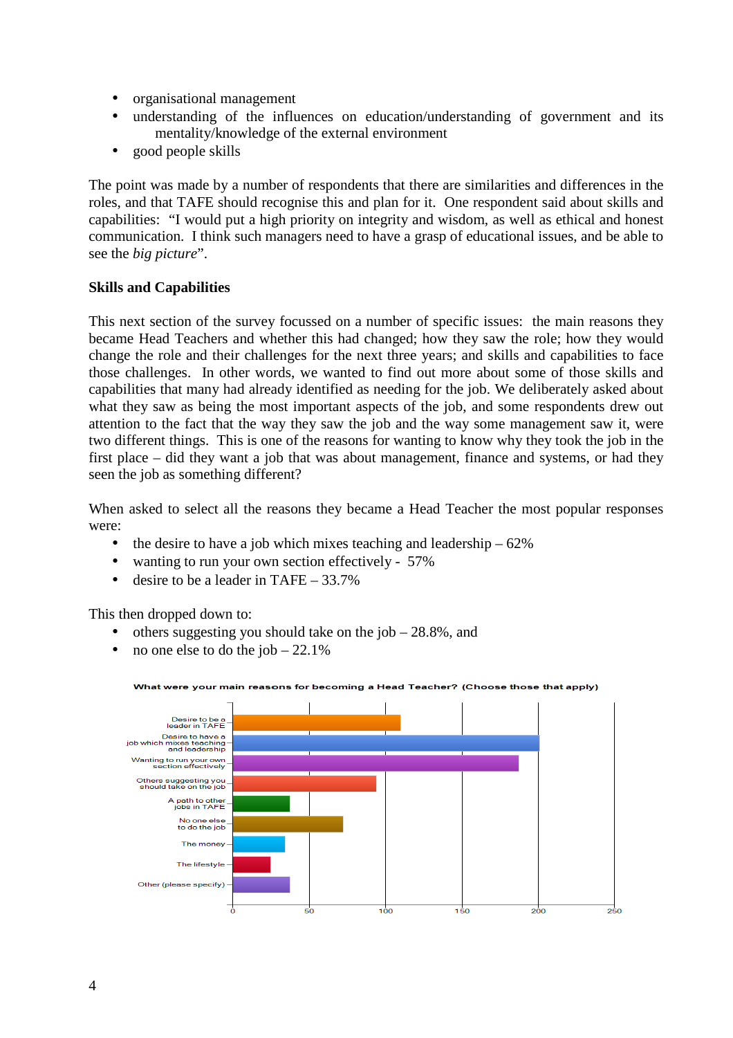- organisational management
- understanding of the influences on education/understanding of government and its mentality/knowledge of the external environment
- good people skills

The point was made by a number of respondents that there are similarities and differences in the roles, and that TAFE should recognise this and plan for it. One respondent said about skills and capabilities: "I would put a high priority on integrity and wisdom, as well as ethical and honest communication. I think such managers need to have a grasp of educational issues, and be able to see the *big picture*".

**Skills and Capabilities**

This next section of the survey focussed on a number of specific issues: the main reasons they became Head Teachers and whether this had changed; how they saw the role; how they would change the role and their challenges for the next three years; and skills and capabilities to face those challenges. In other words, we wanted to find out more about some of those skills and capabilities that many had already identified as needing for the job. We deliberately asked about what they saw as being the most important aspects of the job, and some respondents drew out attention to the fact that the way they saw the job and the way some management saw it, were two different things. This is one of the reasons for wanting to know why they took the job in the first place – did they want a job that was about management, finance and systems, or had they seen the job as something different?

When asked to select all the reasons they became a Head Teacher the most popular responses were:

- the desire to have a job which mixes teaching and leadership – 62%
- wanting to run your own section effectively - 57%
- desire to be a leader in TAFE – 33.7%

This then dropped down to:

- others suggesting you should take on the job – 28.8%, and
- no one else to do the job – 22.1%

**What were your main reasons for becoming a Head Teacher? (Choose those that apply)**

- Desire to be a leader in TAFE
- Desire to have a job which mixes teaching and leadership
- Wanting to run your own section effectively
- Others suggesting you should take on the job
- A path to other jobs in TAFE
- No one else to do the job
- The money
- The lifestyle
- Other (please specify)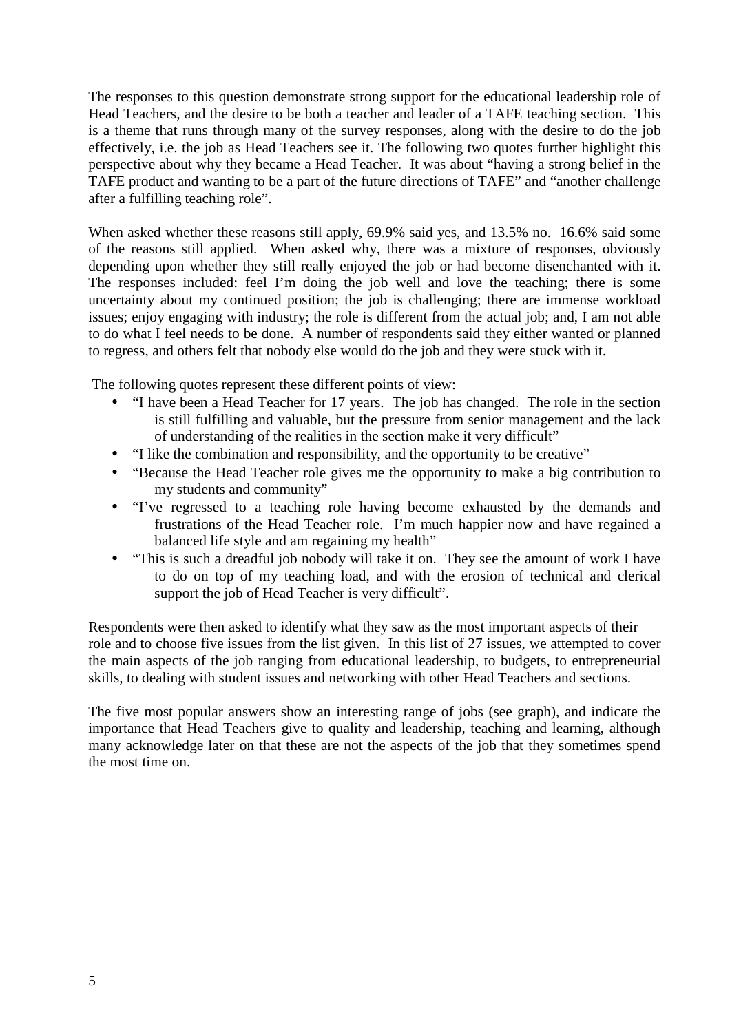The responses to this question demonstrate strong support for the educational leadership role of Head Teachers, and the desire to be both a teacher and leader of a TAFE teaching section. This is a theme that runs through many of the survey responses, along with the desire to do the job effectively, i.e. the job as Head Teachers see it. The following two quotes further highlight this perspective about why they became a Head Teacher. It was about "having a strong belief in the TAFE product and wanting to be a part of the future directions of TAFE" and "another challenge after a fulfilling teaching role".

When asked whether these reasons still apply, 69.9% said yes, and 13.5% no. 16.6% said some of the reasons still applied. When asked why, there was a mixture of responses, obviously depending upon whether they still really enjoyed the job or had become disenchanted with it. The responses included: feel I'm doing the job well and love the teaching; there is some uncertainty about my continued position; the job is challenging; there are immense workload issues; enjoy engaging with industry; the role is different from the actual job; and, I am not able to do what I feel needs to be done. A number of respondents said they either wanted or planned to regress, and others felt that nobody else would do the job and they were stuck with it.

The following quotes represent these different points of view:

- "I have been a Head Teacher for 17 years. The job has changed. The role in the section is still fulfilling and valuable, but the pressure from senior management and the lack of understanding of the realities in the section make it very difficult"
- "I like the combination and responsibility, and the opportunity to be creative"
- "Because the Head Teacher role gives me the opportunity to make a big contribution to my students and community"
- "I've regressed to a teaching role having become exhausted by the demands and frustrations of the Head Teacher role. I'm much happier now and have regained a balanced life style and am regaining my health"
- "This is such a dreadful job nobody will take it on. They see the amount of work I have to do on top of my teaching load, and with the erosion of technical and clerical support the job of Head Teacher is very difficult".

Respondents were then asked to identify what they saw as the most important aspects of their role and to choose five issues from the list given. In this list of 27 issues, we attempted to cover the main aspects of the job ranging from educational leadership, to budgets, to entrepreneurial skills, to dealing with student issues and networking with other Head Teachers and sections.

The five most popular answers show an interesting range of jobs (see graph), and indicate the importance that Head Teachers give to quality and leadership, teaching and learning, although many acknowledge later on that these are not the aspects of the job that they sometimes spend the most time on.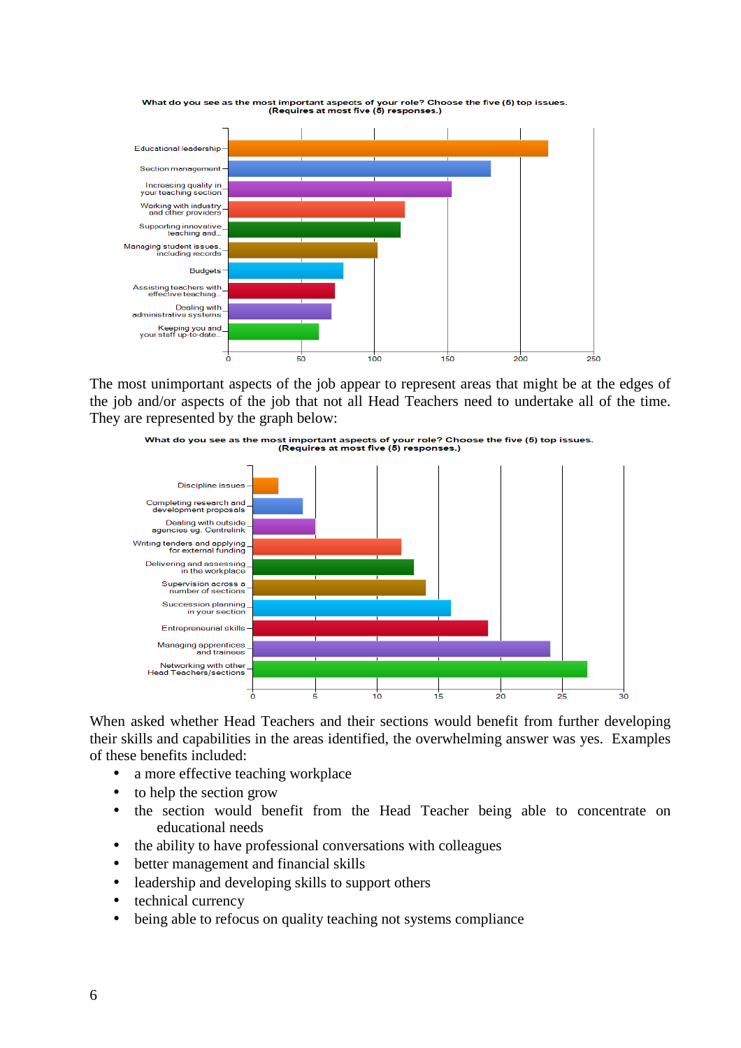What do you see as the most important aspects of your role? Choose the five (5) top issues. (Requires at most five (5) responses.)

| Aspect | Responses |
|---|---|
| Educational leadership | 219 |
| Section management | 180 |
| Increasing quality in your teaching section | 153 |
| Working with industry and other providers | 121 |
| Supporting innovative teaching and... | 118 |
| Managing student issues, including records | 102 |
| Budgets | 79 |
| Assisting teachers with effective teaching... | 73 |
| Dealing with administrative systems | 71 |
| Keeping you and your staff up-to-date... | 62 |

The most unimportant aspects of the job appear to represent areas that might be at the edges of the job and/or aspects of the job that not all Head Teachers need to undertake all of the time. They are represented by the graph below:

What do you see as the most important aspects of your role? Choose the five (5) top issues. (Requires at most five (5) responses.)

| Aspect | Responses |
|---|---|
| Discipline issues | 2 |
| Completing research and development proposals | 4 |
| Dealing with outside agencies eg. Centrelink | 5 |
| Writing tenders and applying for external funding | 12 |
| Delivering and assessing in the workplace | 13 |
| Supervision across a number of sections | 14 |
| Succession planning in your section | 16 |
| Entrepreneurial skills | 19 |
| Managing apprentices and trainees | 24 |
| Networking with other Head Teachers/sections | 27 |

When asked whether Head Teachers and their sections would benefit from further developing their skills and capabilities in the areas identified, the overwhelming answer was yes. Examples of these benefits included:

- a more effective teaching workplace
- to help the section grow
- the section would benefit from the Head Teacher being able to concentrate on educational needs
- the ability to have professional conversations with colleagues
- better management and financial skills
- leadership and developing skills to support others
- technical currency
- being able to refocus on quality teaching not systems compliance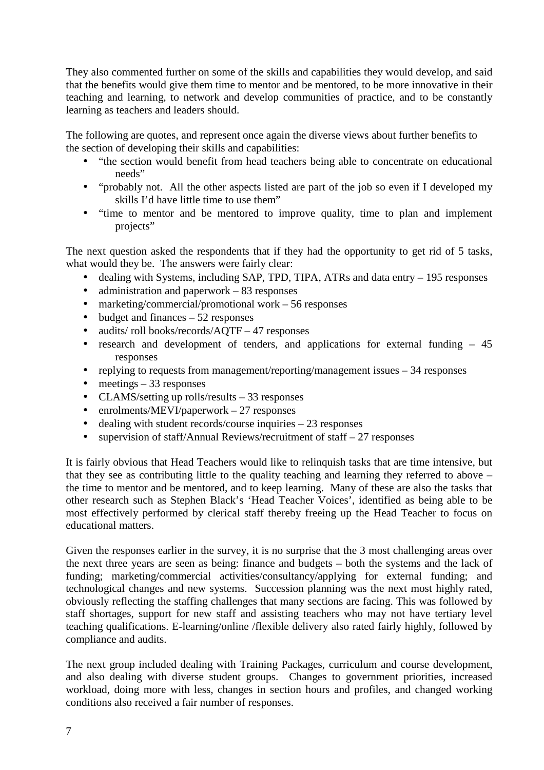They also commented further on some of the skills and capabilities they would develop, and said that the benefits would give them time to mentor and be mentored, to be more innovative in their teaching and learning, to network and develop communities of practice, and to be constantly learning as teachers and leaders should.

The following are quotes, and represent once again the diverse views about further benefits to the section of developing their skills and capabilities:

- "the section would benefit from head teachers being able to concentrate on educational needs"
- "probably not. All the other aspects listed are part of the job so even if I developed my skills I'd have little time to use them"
- "time to mentor and be mentored to improve quality, time to plan and implement projects"

The next question asked the respondents that if they had the opportunity to get rid of 5 tasks, what would they be. The answers were fairly clear:

- dealing with Systems, including SAP, TPD, TIPA, ATRs and data entry – 195 responses
- administration and paperwork – 83 responses
- marketing/commercial/promotional work – 56 responses
- budget and finances – 52 responses
- audits/ roll books/records/AQTF – 47 responses
- research and development of tenders, and applications for external funding – 45 responses
- replying to requests from management/reporting/management issues – 34 responses
- meetings – 33 responses
- CLAMS/setting up rolls/results – 33 responses
- enrolments/MEVI/paperwork – 27 responses
- dealing with student records/course inquiries – 23 responses
- supervision of staff/Annual Reviews/recruitment of staff – 27 responses

It is fairly obvious that Head Teachers would like to relinquish tasks that are time intensive, but that they see as contributing little to the quality teaching and learning they referred to above – the time to mentor and be mentored, and to keep learning. Many of these are also the tasks that other research such as Stephen Black's 'Head Teacher Voices', identified as being able to be most effectively performed by clerical staff thereby freeing up the Head Teacher to focus on educational matters.

Given the responses earlier in the survey, it is no surprise that the 3 most challenging areas over the next three years are seen as being: finance and budgets – both the systems and the lack of funding; marketing/commercial activities/consultancy/applying for external funding; and technological changes and new systems. Succession planning was the next most highly rated, obviously reflecting the staffing challenges that many sections are facing. This was followed by staff shortages, support for new staff and assisting teachers who may not have tertiary level teaching qualifications. E-learning/online /flexible delivery also rated fairly highly, followed by compliance and audits.

The next group included dealing with Training Packages, curriculum and course development, and also dealing with diverse student groups. Changes to government priorities, increased workload, doing more with less, changes in section hours and profiles, and changed working conditions also received a fair number of responses.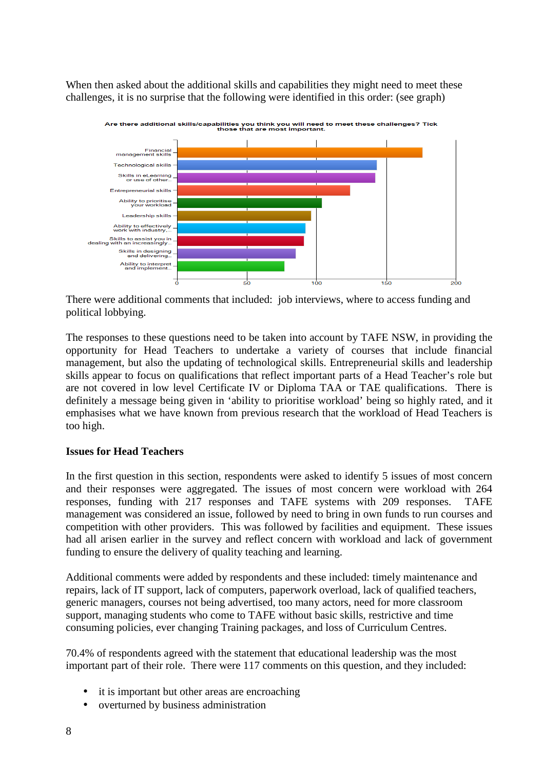When then asked about the additional skills and capabilities they might need to meet these challenges, it is no surprise that the following were identified in this order: (see graph)

Are there additional skills/capabilities you think you will need to meet these challenges? Tick those that are most important.

| Skill/capability | Approx. responses |
|---|---|
| Financial management skills | 176 |
| Technological skills | 143 |
| Skills in eLearning or use of other... | 142 |
| Entrepreneurial skills | 124 |
| Ability to prioritise your workload | 104 |
| Leadership skills | 96 |
| Ability to effectively work with industry,... | 92 |
| Skills to assist you in dealing with an increasingly... | 91 |
| Skills in designing and delivering... | 85 |
| Ability to interpret and implement... | 77 |

There were additional comments that included: job interviews, where to access funding and political lobbying.

The responses to these questions need to be taken into account by TAFE NSW, in providing the opportunity for Head Teachers to undertake a variety of courses that include financial management, but also the updating of technological skills. Entrepreneurial skills and leadership skills appear to focus on qualifications that reflect important parts of a Head Teacher's role but are not covered in low level Certificate IV or Diploma TAA or TAE qualifications. There is definitely a message being given in 'ability to prioritise workload' being so highly rated, and it emphasises what we have known from previous research that the workload of Head Teachers is too high.

**Issues for Head Teachers**

In the first question in this section, respondents were asked to identify 5 issues of most concern and their responses were aggregated. The issues of most concern were workload with 264 responses, funding with 217 responses and TAFE systems with 209 responses. TAFE management was considered an issue, followed by need to bring in own funds to run courses and competition with other providers. This was followed by facilities and equipment. These issues had all arisen earlier in the survey and reflect concern with workload and lack of government funding to ensure the delivery of quality teaching and learning.

Additional comments were added by respondents and these included: timely maintenance and repairs, lack of IT support, lack of computers, paperwork overload, lack of qualified teachers, generic managers, courses not being advertised, too many actors, need for more classroom support, managing students who come to TAFE without basic skills, restrictive and time consuming policies, ever changing Training packages, and loss of Curriculum Centres.

70.4% of respondents agreed with the statement that educational leadership was the most important part of their role. There were 117 comments on this question, and they included:

- it is important but other areas are encroaching
- overturned by business administration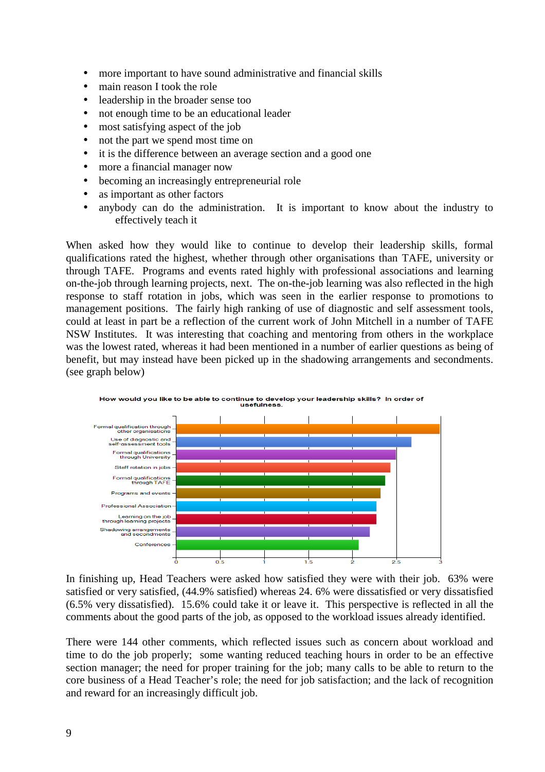- more important to have sound administrative and financial skills
- main reason I took the role
- leadership in the broader sense too
- not enough time to be an educational leader
- most satisfying aspect of the job
- not the part we spend most time on
- it is the difference between an average section and a good one
- more a financial manager now
- becoming an increasingly entrepreneurial role
- as important as other factors
- anybody can do the administration. It is important to know about the industry to effectively teach it

When asked how they would like to continue to develop their leadership skills, formal qualifications rated the highest, whether through other organisations than TAFE, university or through TAFE. Programs and events rated highly with professional associations and learning on-the-job through learning projects, next. The on-the-job learning was also reflected in the high response to staff rotation in jobs, which was seen in the earlier response to promotions to management positions. The fairly high ranking of use of diagnostic and self assessment tools, could at least in part be a reflection of the current work of John Mitchell in a number of TAFE NSW Institutes. It was interesting that coaching and mentoring from others in the workplace was the lowest rated, whereas it had been mentioned in a number of earlier questions as being of benefit, but may instead have been picked up in the shadowing arrangements and secondments. (see graph below)

**How would you like to be able to continue to develop your leadership skills? In order of usefulness.**

| Option | Approximate rating |
|---|---|
| Formal qualification through other organisations | 3.0 |
| Use of diagnostic and self-assessment tools | 2.67 |
| Formal qualifications through University | 2.5 |
| Staff rotation in jobs | 2.44 |
| Formal qualifications through TAFE | 2.38 |
| Programs and events | 2.33 |
| Professional Association | 2.28 |
| Learning on the job through learning projects | 2.28 |
| Shadowing arrangements and secondments | 2.2 |
| Conferences | 2.08 |

In finishing up, Head Teachers were asked how satisfied they were with their job. 63% were satisfied or very satisfied, (44.9% satisfied) whereas 24. 6% were dissatisfied or very dissatisfied (6.5% very dissatisfied). 15.6% could take it or leave it. This perspective is reflected in all the comments about the good parts of the job, as opposed to the workload issues already identified.

There were 144 other comments, which reflected issues such as concern about workload and time to do the job properly; some wanting reduced teaching hours in order to be an effective section manager; the need for proper training for the job; many calls to be able to return to the core business of a Head Teacher's role; the need for job satisfaction; and the lack of recognition and reward for an increasingly difficult job.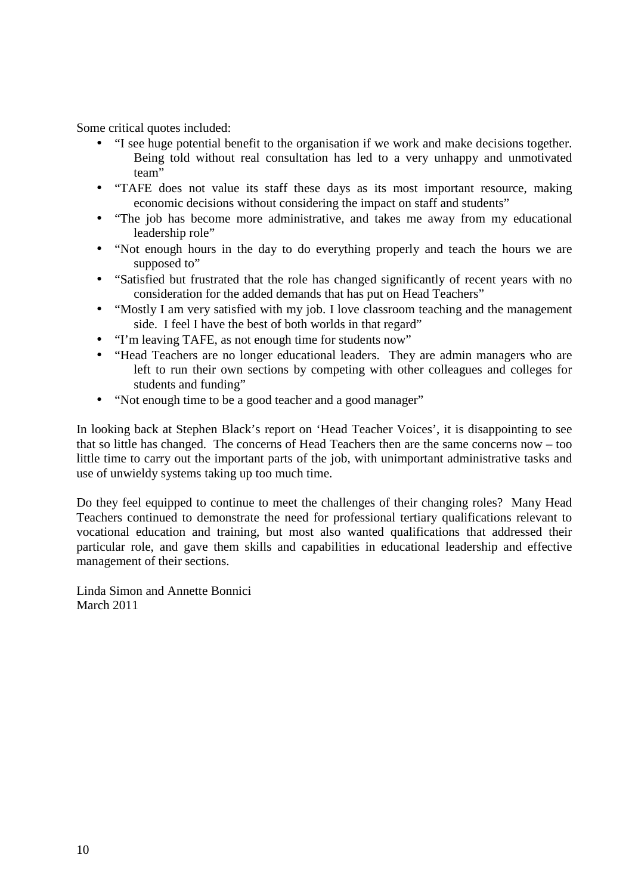Some critical quotes included:

- "I see huge potential benefit to the organisation if we work and make decisions together. Being told without real consultation has led to a very unhappy and unmotivated team"
- "TAFE does not value its staff these days as its most important resource, making economic decisions without considering the impact on staff and students"
- "The job has become more administrative, and takes me away from my educational leadership role"
- "Not enough hours in the day to do everything properly and teach the hours we are supposed to"
- "Satisfied but frustrated that the role has changed significantly of recent years with no consideration for the added demands that has put on Head Teachers"
- "Mostly I am very satisfied with my job. I love classroom teaching and the management side. I feel I have the best of both worlds in that regard"
- "I'm leaving TAFE, as not enough time for students now"
- "Head Teachers are no longer educational leaders. They are admin managers who are left to run their own sections by competing with other colleagues and colleges for students and funding"
- "Not enough time to be a good teacher and a good manager"

In looking back at Stephen Black's report on 'Head Teacher Voices', it is disappointing to see that so little has changed. The concerns of Head Teachers then are the same concerns now – too little time to carry out the important parts of the job, with unimportant administrative tasks and use of unwieldy systems taking up too much time.

Do they feel equipped to continue to meet the challenges of their changing roles? Many Head Teachers continued to demonstrate the need for professional tertiary qualifications relevant to vocational education and training, but most also wanted qualifications that addressed their particular role, and gave them skills and capabilities in educational leadership and effective management of their sections.

Linda Simon and Annette Bonnici
March 2011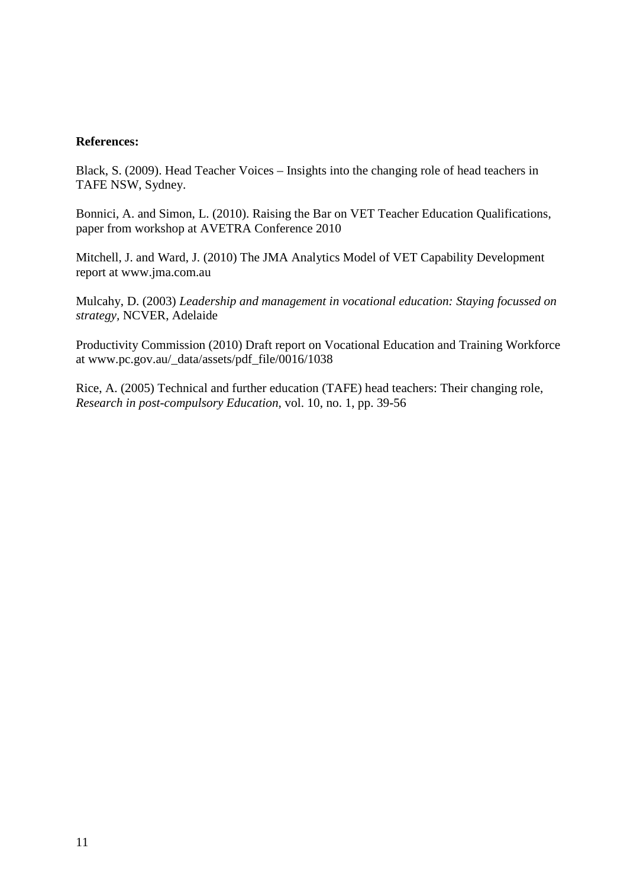**References:**

Black, S. (2009). Head Teacher Voices – Insights into the changing role of head teachers in TAFE NSW, Sydney.

Bonnici, A. and Simon, L. (2010). Raising the Bar on VET Teacher Education Qualifications, paper from workshop at AVETRA Conference 2010

Mitchell, J. and Ward, J. (2010) The JMA Analytics Model of VET Capability Development report at www.jma.com.au

Mulcahy, D. (2003) *Leadership and management in vocational education: Staying focussed on strategy*, NCVER, Adelaide

Productivity Commission (2010) Draft report on Vocational Education and Training Workforce at www.pc.gov.au/_data/assets/pdf_file/0016/1038

Rice, A. (2005) Technical and further education (TAFE) head teachers: Their changing role, *Research in post-compulsory Education*, vol. 10, no. 1, pp. 39-56